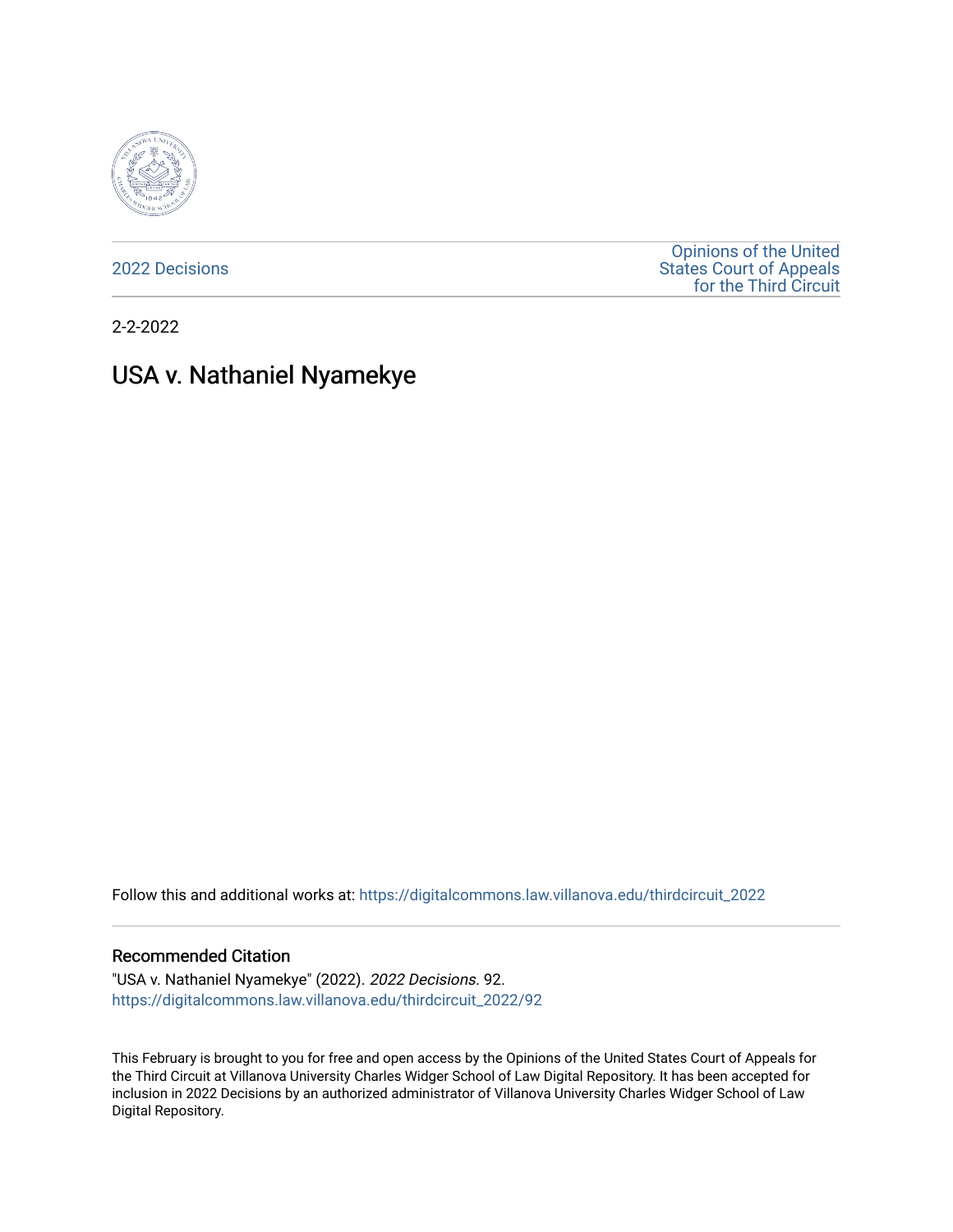2022 Decisions

Opinions of the United States Court of Appeals for the Third Circuit

2-2-2022

# USA v. Nathaniel Nyamekye

Follow this and additional works at: https://digitalcommons.law.villanova.edu/thirdcircuit_2022

## Recommended Citation

"USA v. Nathaniel Nyamekye" (2022). *2022 Decisions*. 92.
https://digitalcommons.law.villanova.edu/thirdcircuit_2022/92

This February is brought to you for free and open access by the Opinions of the United States Court of Appeals for the Third Circuit at Villanova University Charles Widger School of Law Digital Repository. It has been accepted for inclusion in 2022 Decisions by an authorized administrator of Villanova University Charles Widger School of Law Digital Repository.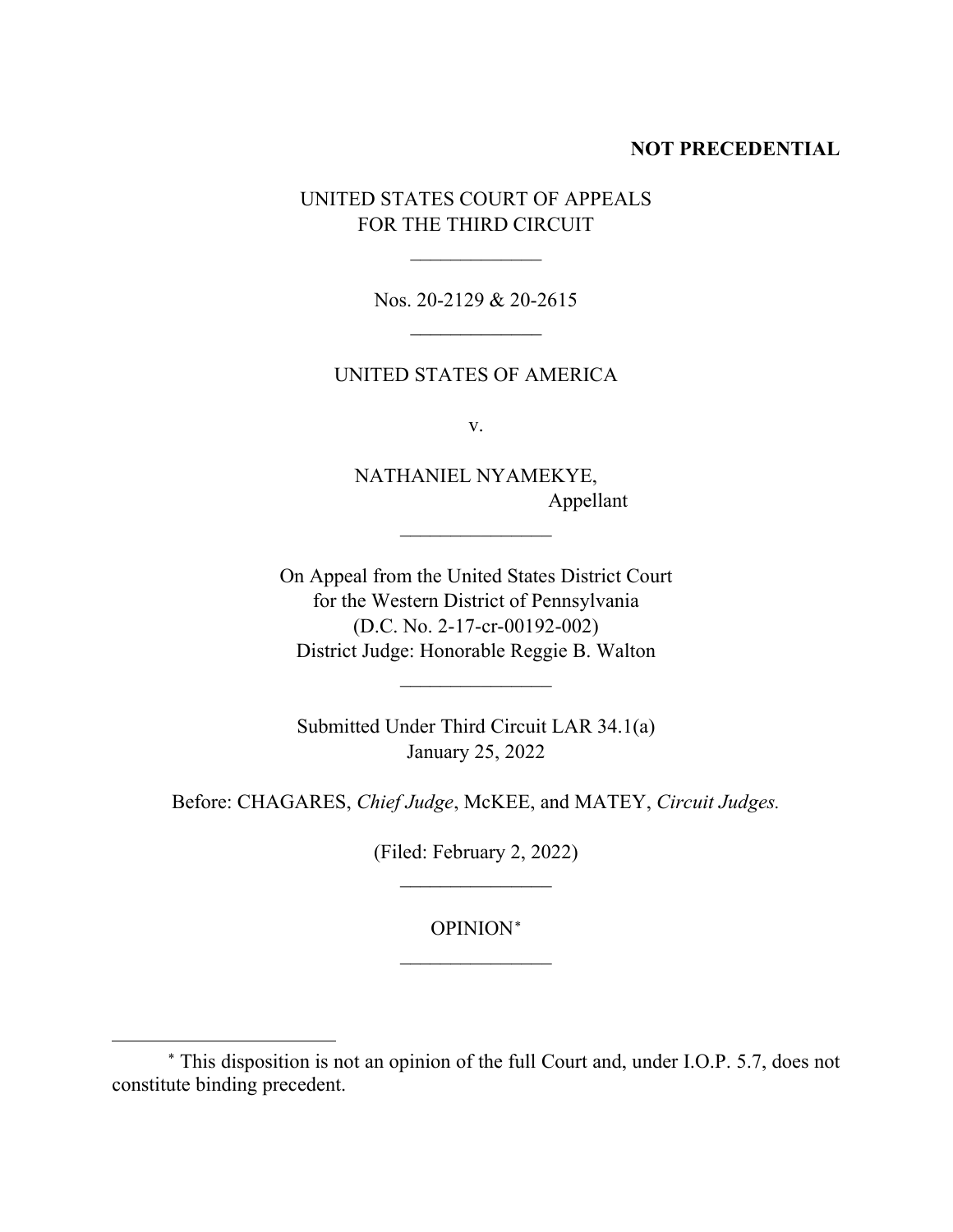**NOT PRECEDENTIAL**

UNITED STATES COURT OF APPEALS
FOR THE THIRD CIRCUIT

\_\_\_\_\_\_\_\_\_\_\_\_\_

Nos. 20-2129 & 20-2615

\_\_\_\_\_\_\_\_\_\_\_\_\_

UNITED STATES OF AMERICA

v.

NATHANIEL NYAMEKYE,
Appellant

\_\_\_\_\_\_\_\_\_\_\_\_\_\_\_

On Appeal from the United States District Court
for the Western District of Pennsylvania
(D.C. No. 2-17-cr-00192-002)
District Judge: Honorable Reggie B. Walton

\_\_\_\_\_\_\_\_\_\_\_\_\_\_\_

Submitted Under Third Circuit LAR 34.1(a)
January 25, 2022

Before: CHAGARES, *Chief Judge*, McKEE, and MATEY, *Circuit Judges.*

(Filed: February 2, 2022)

\_\_\_\_\_\_\_\_\_\_\_\_\_\_\_

OPINION[*]

\_\_\_\_\_\_\_\_\_\_\_\_\_\_\_

---

[*] This disposition is not an opinion of the full Court and, under I.O.P. 5.7, does not constitute binding precedent.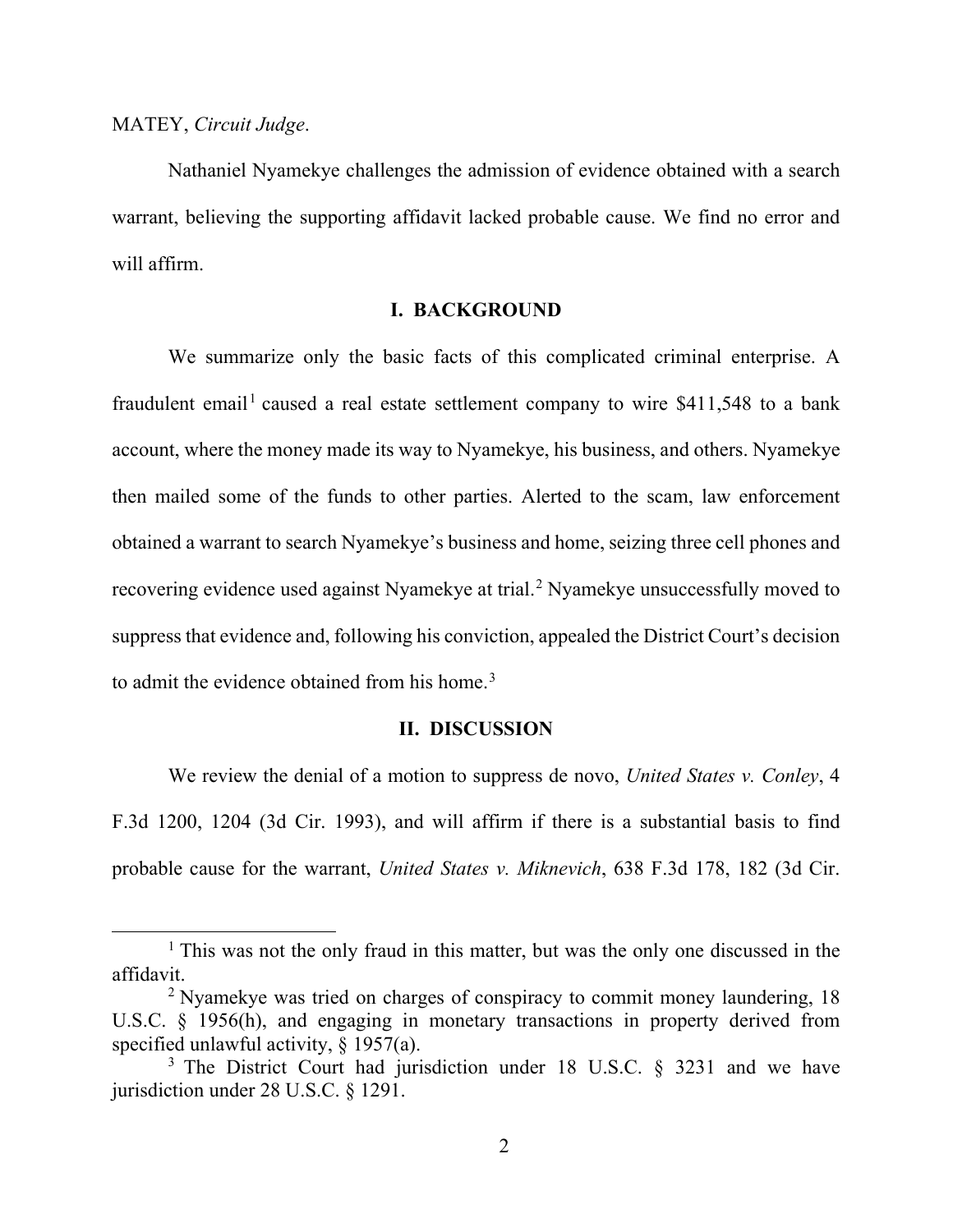MATEY, *Circuit Judge*.

Nathaniel Nyamekye challenges the admission of evidence obtained with a search warrant, believing the supporting affidavit lacked probable cause. We find no error and will affirm.

## I. BACKGROUND

We summarize only the basic facts of this complicated criminal enterprise. A fraudulent email[1] caused a real estate settlement company to wire $411,548 to a bank account, where the money made its way to Nyamekye, his business, and others. Nyamekye then mailed some of the funds to other parties. Alerted to the scam, law enforcement obtained a warrant to search Nyamekye's business and home, seizing three cell phones and recovering evidence used against Nyamekye at trial.[2] Nyamekye unsuccessfully moved to suppress that evidence and, following his conviction, appealed the District Court's decision to admit the evidence obtained from his home.[3]

## II. DISCUSSION

We review the denial of a motion to suppress de novo, *United States v. Conley*, 4 F.3d 1200, 1204 (3d Cir. 1993), and will affirm if there is a substantial basis to find probable cause for the warrant, *United States v. Miknevich*, 638 F.3d 178, 182 (3d Cir.

---

[1] This was not the only fraud in this matter, but was the only one discussed in the affidavit.

[2] Nyamekye was tried on charges of conspiracy to commit money laundering, 18 U.S.C. § 1956(h), and engaging in monetary transactions in property derived from specified unlawful activity, § 1957(a).

[3] The District Court had jurisdiction under 18 U.S.C. § 3231 and we have jurisdiction under 28 U.S.C. § 1291.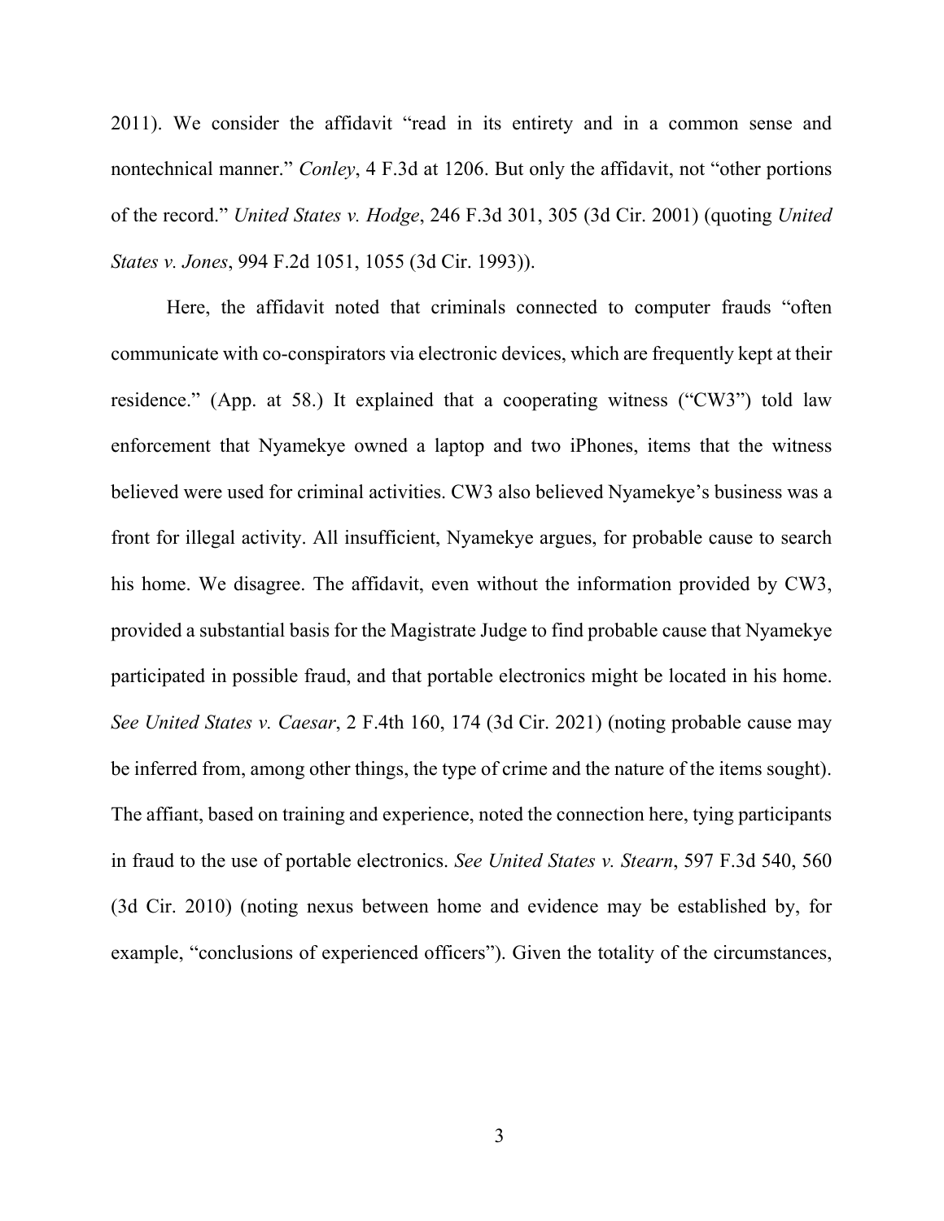2011). We consider the affidavit "read in its entirety and in a common sense and nontechnical manner." *Conley*, 4 F.3d at 1206. But only the affidavit, not "other portions of the record." *United States v. Hodge*, 246 F.3d 301, 305 (3d Cir. 2001) (quoting *United States v. Jones*, 994 F.2d 1051, 1055 (3d Cir. 1993)).

Here, the affidavit noted that criminals connected to computer frauds "often communicate with co-conspirators via electronic devices, which are frequently kept at their residence." (App. at 58.) It explained that a cooperating witness ("CW3") told law enforcement that Nyamekye owned a laptop and two iPhones, items that the witness believed were used for criminal activities. CW3 also believed Nyamekye's business was a front for illegal activity. All insufficient, Nyamekye argues, for probable cause to search his home. We disagree. The affidavit, even without the information provided by CW3, provided a substantial basis for the Magistrate Judge to find probable cause that Nyamekye participated in possible fraud, and that portable electronics might be located in his home. *See United States v. Caesar*, 2 F.4th 160, 174 (3d Cir. 2021) (noting probable cause may be inferred from, among other things, the type of crime and the nature of the items sought). The affiant, based on training and experience, noted the connection here, tying participants in fraud to the use of portable electronics. *See United States v. Stearn*, 597 F.3d 540, 560 (3d Cir. 2010) (noting nexus between home and evidence may be established by, for example, "conclusions of experienced officers"). Given the totality of the circumstances,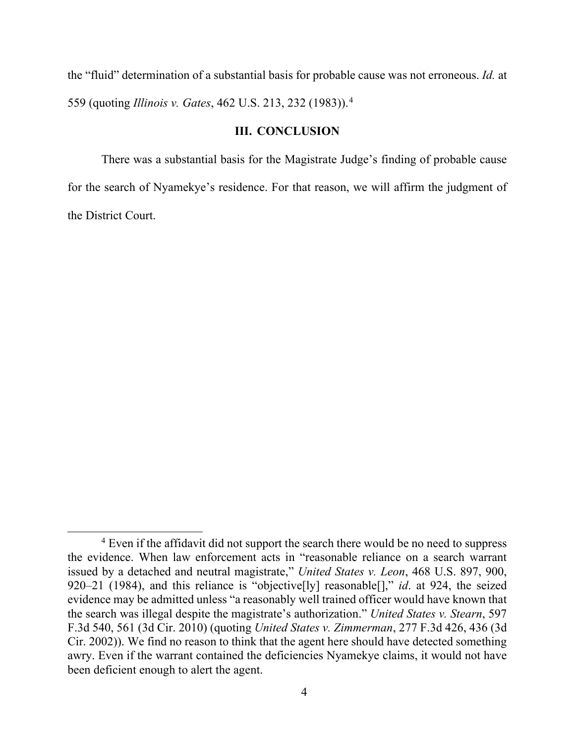the "fluid" determination of a substantial basis for probable cause was not erroneous. *Id.* at 559 (quoting *Illinois v. Gates*, 462 U.S. 213, 232 (1983)).[4]

## III. CONCLUSION

There was a substantial basis for the Magistrate Judge's finding of probable cause for the search of Nyamekye's residence. For that reason, we will affirm the judgment of the District Court.

---

[4] Even if the affidavit did not support the search there would be no need to suppress the evidence. When law enforcement acts in "reasonable reliance on a search warrant issued by a detached and neutral magistrate," *United States v. Leon*, 468 U.S. 897, 900, 920–21 (1984), and this reliance is "objective[ly] reasonable[]," *id*. at 924, the seized evidence may be admitted unless "a reasonably well trained officer would have known that the search was illegal despite the magistrate's authorization." *United States v. Stearn*, 597 F.3d 540, 561 (3d Cir. 2010) (quoting *United States v. Zimmerman*, 277 F.3d 426, 436 (3d Cir. 2002)). We find no reason to think that the agent here should have detected something awry. Even if the warrant contained the deficiencies Nyamekye claims, it would not have been deficient enough to alert the agent.